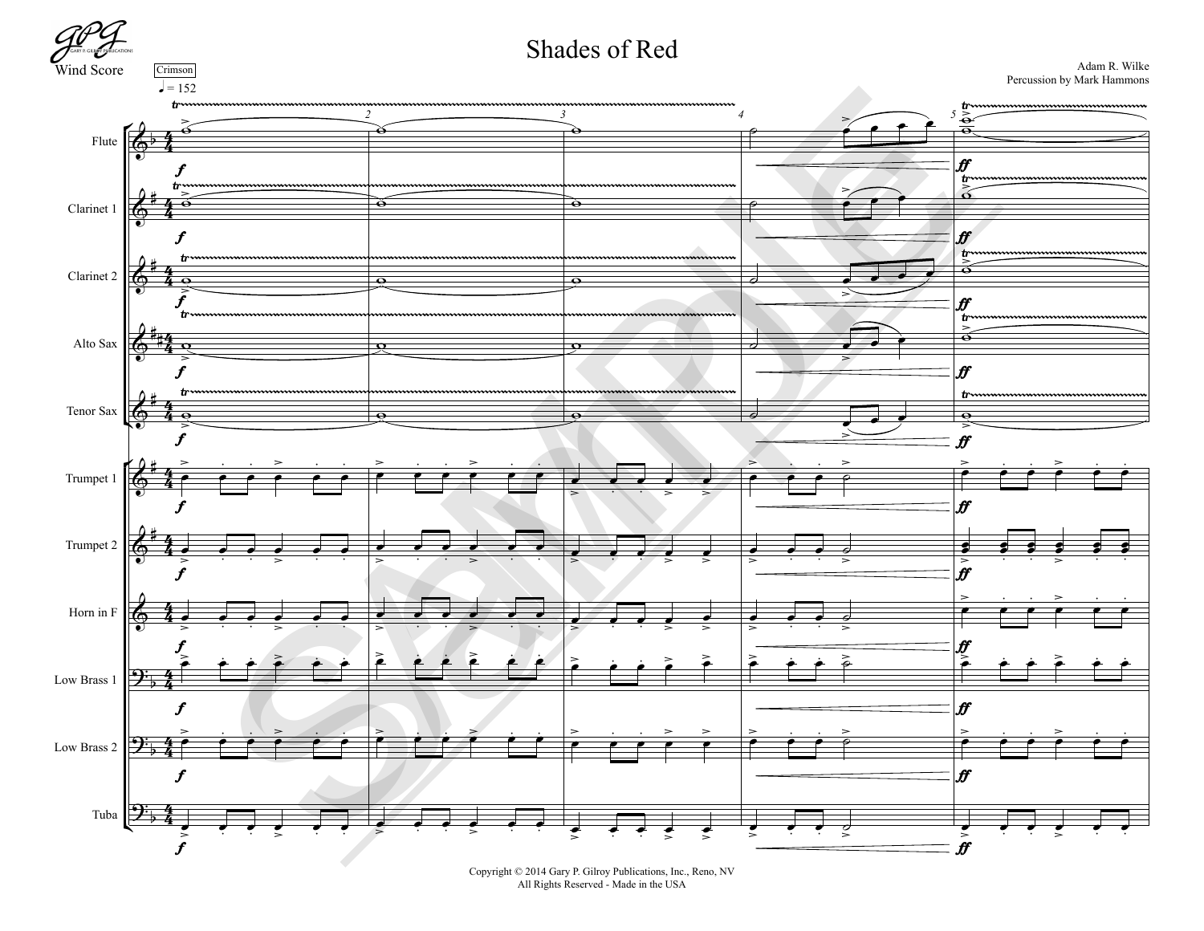# Shades of Red

Wind Score

Adam R. Wilke
Percussion by Mark Hammons

Crimson

♩ = 152

Flute
Clarinet 1
Clarinet 2
Alto Sax
Tenor Sax
Trumpet 1
Trumpet 2
Horn in F
Low Brass 1
Low Brass 2
Tuba

Copyright © 2014 Gary P. Gilroy Publications, Inc., Reno, NV
All Rights Reserved - Made in the USA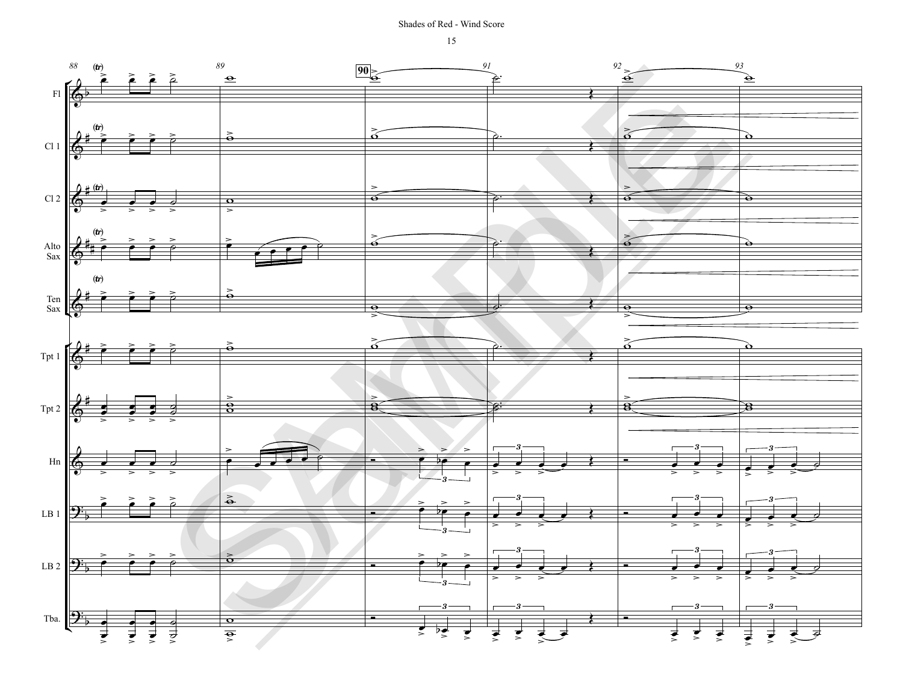Shades of Red - Wind Score

Fl
Cl 1
Cl 2
Alto Sax
Ten Sax
Tpt 1
Tpt 2
Hn
LB 1
LB 2
Tba.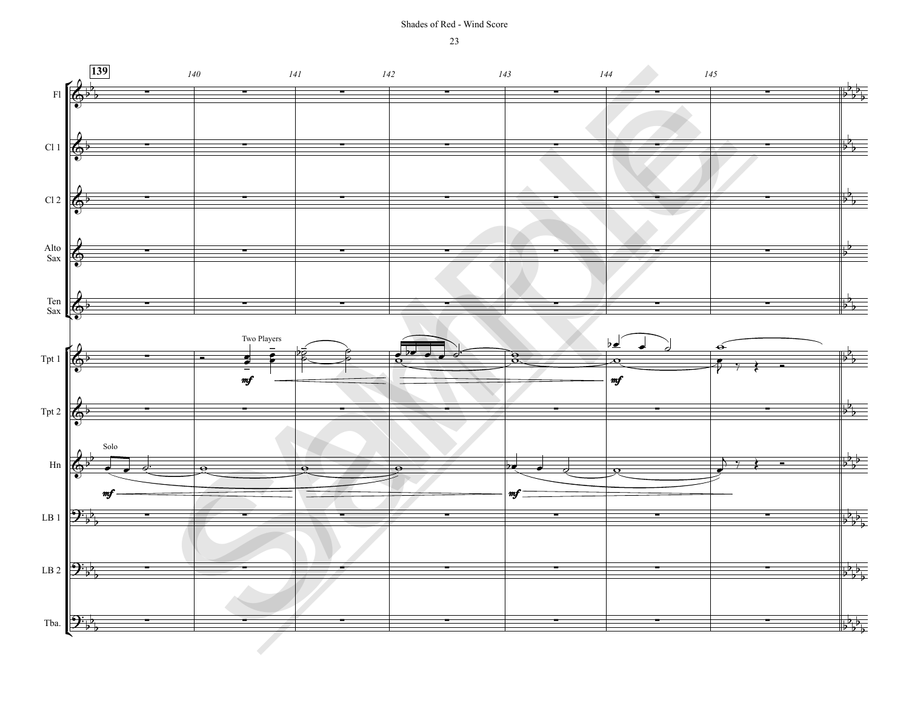Fl

Cl 1

Cl 2

Alto Sax

Ten Sax

Tpt 1

Two Players

*mf*

Tpt 2

Hn

Solo

*mf*

LB 1

LB 2

Tba.